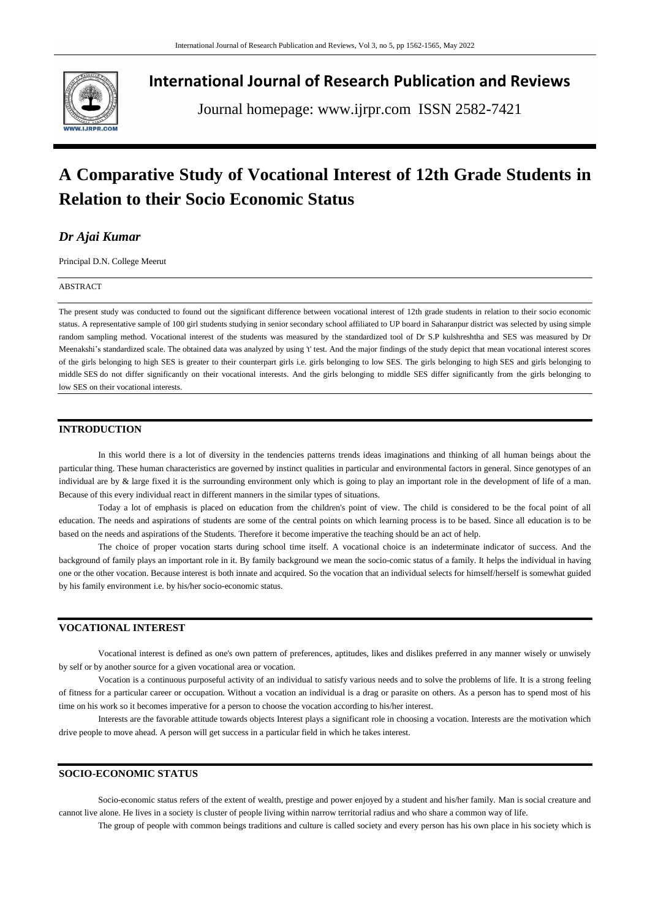# International Journal of Research Publication and Reviews

Journal homepage: www.ijrpr.com ISSN 2582-7421

# A Comparative Study of Vocational Interest of 12th Grade Students in Relation to their Socio Economic Status

## *Dr Ajai Kumar*

Principal D.N. College Meerut

ABSTRACT

The present study was conducted to found out the significant difference between vocational interest of 12th grade students in relation to their socio economic status. A representative sample of 100 girl students studying in senior secondary school affiliated to UP board in Saharanpur district was selected by using simple random sampling method. Vocational interest of the students was measured by the standardized tool of Dr S.P kulshreshtha and SES was measured by Dr Meenakshi's standardized scale. The obtained data was analyzed by using 't' test. And the major findings of the study depict that mean vocational interest scores of the girls belonging to high SES is greater to their counterpart girls i.e. girls belonging to low SES. The girls belonging to high SES and girls belonging to middle SES do not differ significantly on their vocational interests. And the girls belonging to middle SES differ significantly from the girls belonging to low SES on their vocational interests.

## INTRODUCTION

In this world there is a lot of diversity in the tendencies patterns trends ideas imaginations and thinking of all human beings about the particular thing. These human characteristics are governed by instinct qualities in particular and environmental factors in general. Since genotypes of an individual are by & large fixed it is the surrounding environment only which is going to play an important role in the development of life of a man. Because of this every individual react in different manners in the similar types of situations.

Today a lot of emphasis is placed on education from the children's point of view. The child is considered to be the focal point of all education. The needs and aspirations of students are some of the central points on which learning process is to be based. Since all education is to be based on the needs and aspirations of the Students. Therefore it become imperative the teaching should be an act of help.

The choice of proper vocation starts during school time itself. A vocational choice is an indeterminate indicator of success. And the background of family plays an important role in it. By family background we mean the socio-comic status of a family. It helps the individual in having one or the other vocation. Because interest is both innate and acquired. So the vocation that an individual selects for himself/herself is somewhat guided by his family environment i.e. by his/her socio-economic status.

## VOCATIONAL INTEREST

Vocational interest is defined as one's own pattern of preferences, aptitudes, likes and dislikes preferred in any manner wisely or unwisely by self or by another source for a given vocational area or vocation.

Vocation is a continuous purposeful activity of an individual to satisfy various needs and to solve the problems of life. It is a strong feeling of fitness for a particular career or occupation. Without a vocation an individual is a drag or parasite on others. As a person has to spend most of his time on his work so it becomes imperative for a person to choose the vocation according to his/her interest.

Interests are the favorable attitude towards objects Interest plays a significant role in choosing a vocation. Interests are the motivation which drive people to move ahead. A person will get success in a particular field in which he takes interest.

## SOCIO-ECONOMIC STATUS

Socio-economic status refers of the extent of wealth, prestige and power enjoyed by a student and his/her family. Man is social creature and cannot live alone. He lives in a society is cluster of people living within narrow territorial radius and who share a common way of life.

The group of people with common beings traditions and culture is called society and every person has his own place in his society which is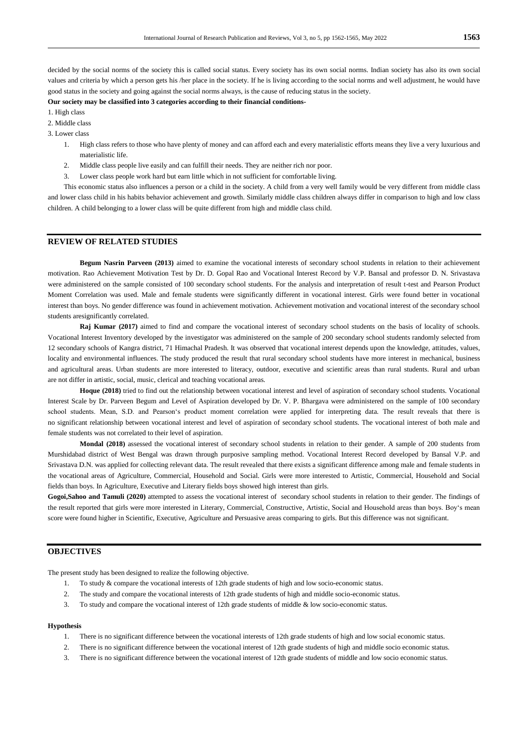decided by the social norms of the society this is called social status. Every society has its own social norms. Indian society has also its own social values and criteria by which a person gets his /her place in the society. If he is living according to the social norms and well adjustment, he would have good status in the society and going against the social norms always, is the cause of reducing status in the society.

**Our society may be classified into 3 categories according to their financial conditions-**

1. High class
2. Middle class
3. Lower class

1. High class refers to those who have plenty of money and can afford each and every materialistic efforts means they live a very luxurious and materialistic life.
2. Middle class people live easily and can fulfill their needs. They are neither rich nor poor.
3. Lower class people work hard but earn little which in not sufficient for comfortable living.

This economic status also influences a person or a child in the society. A child from a very well family would be very different from middle class and lower class child in his habits behavior achievement and growth. Similarly middle class children always differ in comparison to high and low class children. A child belonging to a lower class will be quite different from high and middle class child.

## REVIEW OF RELATED STUDIES

**Begum Nasrin Parveen (2013)** aimed to examine the vocational interests of secondary school students in relation to their achievement motivation. Rao Achievement Motivation Test by Dr. D. Gopal Rao and Vocational Interest Record by V.P. Bansal and professor D. N. Srivastava were administered on the sample consisted of 100 secondary school students. For the analysis and interpretation of result t-test and Pearson Product Moment Correlation was used. Male and female students were significantly different in vocational interest. Girls were found better in vocational interest than boys. No gender difference was found in achievement motivation. Achievement motivation and vocational interest of the secondary school students aresignificantly correlated.

**Raj Kumar (2017)** aimed to find and compare the vocational interest of secondary school students on the basis of locality of schools. Vocational Interest Inventory developed by the investigator was administered on the sample of 200 secondary school students randomly selected from 12 secondary schools of Kangra district, 71 Himachal Pradesh. It was observed that vocational interest depends upon the knowledge, attitudes, values, locality and environmental influences. The study produced the result that rural secondary school students have more interest in mechanical, business and agricultural areas. Urban students are more interested to literacy, outdoor, executive and scientific areas than rural students. Rural and urban are not differ in artistic, social, music, clerical and teaching vocational areas.

**Hoque (2018)** tried to find out the relationship between vocational interest and level of aspiration of secondary school students. Vocational Interest Scale by Dr. Parveen Begum and Level of Aspiration developed by Dr. V. P. Bhargava were administered on the sample of 100 secondary school students. Mean, S.D. and Pearson's product moment correlation were applied for interpreting data. The result reveals that there is no significant relationship between vocational interest and level of aspiration of secondary school students. The vocational interest of both male and female students was not correlated to their level of aspiration.

**Mondal (2018)** assessed the vocational interest of secondary school students in relation to their gender. A sample of 200 students from Murshidabad district of West Bengal was drawn through purposive sampling method. Vocational Interest Record developed by Bansal V.P. and Srivastava D.N. was applied for collecting relevant data. The result revealed that there exists a significant difference among male and female students in the vocational areas of Agriculture, Commercial, Household and Social. Girls were more interested to Artistic, Commercial, Household and Social fields than boys. In Agriculture, Executive and Literary fields boys showed high interest than girls.

**Gogoi,Sahoo and Tamuli (2020)** attempted to assess the vocational interest of secondary school students in relation to their gender. The findings of the result reported that girls were more interested in Literary, Commercial, Constructive, Artistic, Social and Household areas than boys. Boy's mean score were found higher in Scientific, Executive, Agriculture and Persuasive areas comparing to girls. But this difference was not significant.

## OBJECTIVES

The present study has been designed to realize the following objective.

1. To study & compare the vocational interests of 12th grade students of high and low socio-economic status.
2. The study and compare the vocational interests of 12th grade students of high and middle socio-economic status.
3. To study and compare the vocational interest of 12th grade students of middle & low socio-economic status.

### Hypothesis

1. There is no significant difference between the vocational interests of 12th grade students of high and low social economic status.
2. There is no significant difference between the vocational interest of 12th grade students of high and middle socio economic status.
3. There is no significant difference between the vocational interest of 12th grade students of middle and low socio economic status.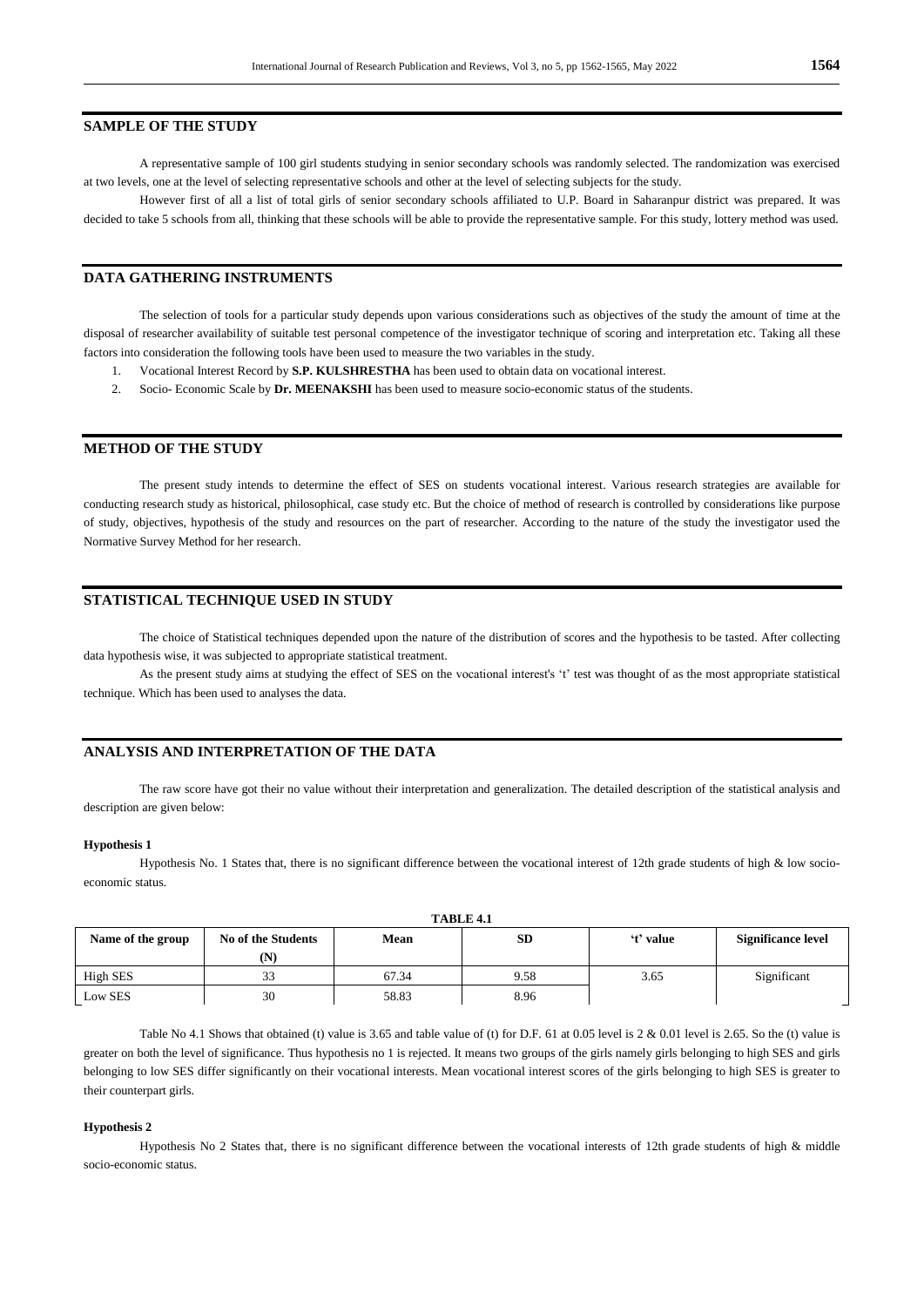## SAMPLE OF THE STUDY

A representative sample of 100 girl students studying in senior secondary schools was randomly selected. The randomization was exercised at two levels, one at the level of selecting representative schools and other at the level of selecting subjects for the study.

However first of all a list of total girls of senior secondary schools affiliated to U.P. Board in Saharanpur district was prepared. It was decided to take 5 schools from all, thinking that these schools will be able to provide the representative sample. For this study, lottery method was used.

## DATA GATHERING INSTRUMENTS

The selection of tools for a particular study depends upon various considerations such as objectives of the study the amount of time at the disposal of researcher availability of suitable test personal competence of the investigator technique of scoring and interpretation etc. Taking all these factors into consideration the following tools have been used to measure the two variables in the study.

1. Vocational Interest Record by **S.P. KULSHRESTHA** has been used to obtain data on vocational interest.
2. Socio- Economic Scale by **Dr. MEENAKSHI** has been used to measure socio-economic status of the students.

## METHOD OF THE STUDY

The present study intends to determine the effect of SES on students vocational interest. Various research strategies are available for conducting research study as historical, philosophical, case study etc. But the choice of method of research is controlled by considerations like purpose of study, objectives, hypothesis of the study and resources on the part of researcher. According to the nature of the study the investigator used the Normative Survey Method for her research.

## STATISTICAL TECHNIQUE USED IN STUDY

The choice of Statistical techniques depended upon the nature of the distribution of scores and the hypothesis to be tasted. After collecting data hypothesis wise, it was subjected to appropriate statistical treatment.

As the present study aims at studying the effect of SES on the vocational interest's 't' test was thought of as the most appropriate statistical technique. Which has been used to analyses the data.

## ANALYSIS AND INTERPRETATION OF THE DATA

The raw score have got their no value without their interpretation and generalization. The detailed description of the statistical analysis and description are given below:

**Hypothesis 1**

Hypothesis No. 1 States that, there is no significant difference between the vocational interest of 12th grade students of high & low socio-economic status.

**TABLE 4.1**

| Name of the group | No of the Students (N) | Mean | SD | 't' value | Significance level |
|---|---|---|---|---|---|
| High SES | 33 | 67.34 | 9.58 | 3.65 | Significant |
| Low SES | 30 | 58.83 | 8.96 | | |

Table No 4.1 Shows that obtained (t) value is 3.65 and table value of (t) for D.F. 61 at 0.05 level is 2 & 0.01 level is 2.65. So the (t) value is greater on both the level of significance. Thus hypothesis no 1 is rejected. It means two groups of the girls namely girls belonging to high SES and girls belonging to low SES differ significantly on their vocational interests. Mean vocational interest scores of the girls belonging to high SES is greater to their counterpart girls.

**Hypothesis 2**

Hypothesis No 2 States that, there is no significant difference between the vocational interests of 12th grade students of high & middle socio-economic status.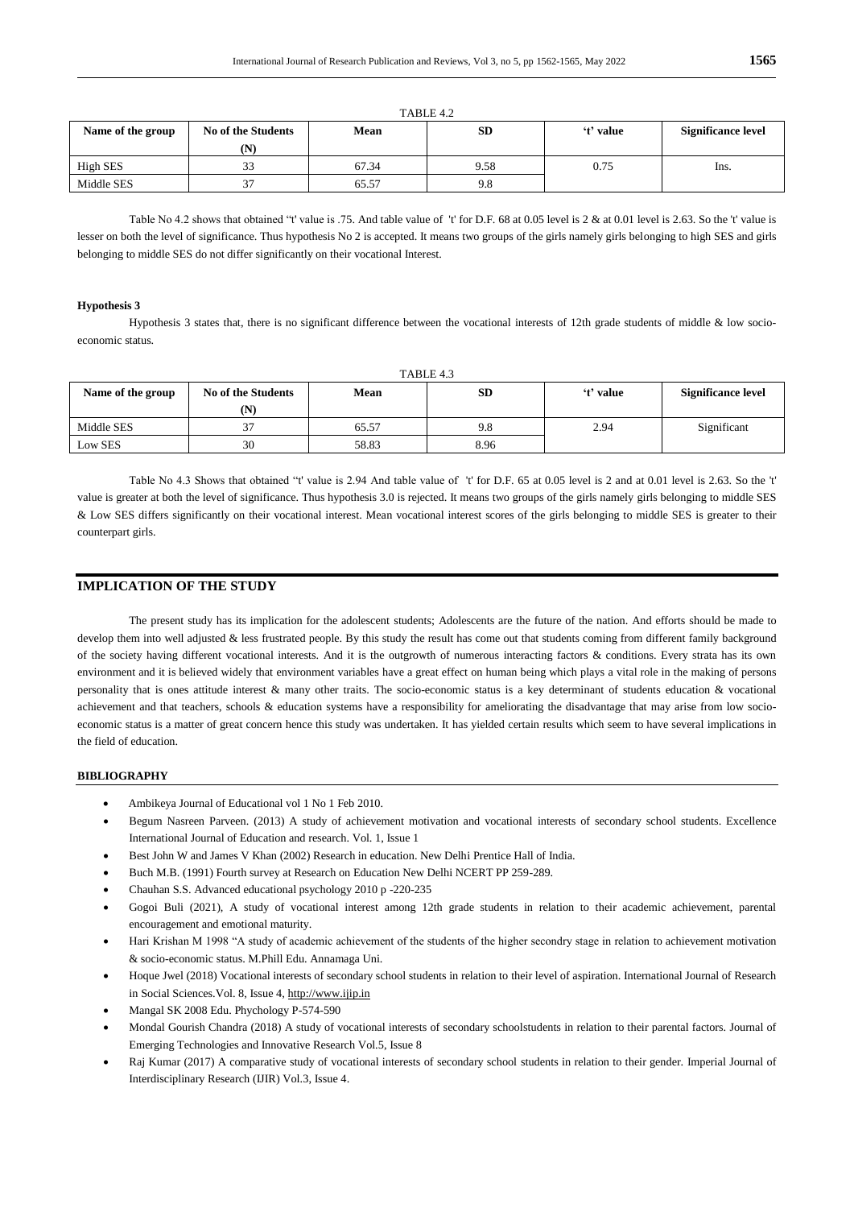TABLE 4.2

| Name of the group | No of the Students (N) | Mean | SD | 't' value | Significance level |
|---|---|---|---|---|---|
| High SES | 33 | 67.34 | 9.58 | 0.75 | Ins. |
| Middle SES | 37 | 65.57 | 9.8 | | |

Table No 4.2 shows that obtained "t' value is .75. And table value of 't' for D.F. 68 at 0.05 level is 2 & at 0.01 level is 2.63. So the 't' value is lesser on both the level of significance. Thus hypothesis No 2 is accepted. It means two groups of the girls namely girls belonging to high SES and girls belonging to middle SES do not differ significantly on their vocational Interest.

**Hypothesis 3**

Hypothesis 3 states that, there is no significant difference between the vocational interests of 12th grade students of middle & low socio-economic status.

TABLE 4.3

| Name of the group | No of the Students (N) | Mean | SD | 't' value | Significance level |
|---|---|---|---|---|---|
| Middle SES | 37 | 65.57 | 9.8 | 2.94 | Significant |
| Low SES | 30 | 58.83 | 8.96 | | |

Table No 4.3 Shows that obtained "t' value is 2.94 And table value of 't' for D.F. 65 at 0.05 level is 2 and at 0.01 level is 2.63. So the 't' value is greater at both the level of significance. Thus hypothesis 3.0 is rejected. It means two groups of the girls namely girls belonging to middle SES & Low SES differs significantly on their vocational interest. Mean vocational interest scores of the girls belonging to middle SES is greater to their counterpart girls.

## IMPLICATION OF THE STUDY

The present study has its implication for the adolescent students; Adolescents are the future of the nation. And efforts should be made to develop them into well adjusted & less frustrated people. By this study the result has come out that students coming from different family background of the society having different vocational interests. And it is the outgrowth of numerous interacting factors & conditions. Every strata has its own environment and it is believed widely that environment variables have a great effect on human being which plays a vital role in the making of persons personality that is ones attitude interest & many other traits. The socio-economic status is a key determinant of students education & vocational achievement and that teachers, schools & education systems have a responsibility for ameliorating the disadvantage that may arise from low socio-economic status is a matter of great concern hence this study was undertaken. It has yielded certain results which seem to have several implications in the field of education.

## BIBLIOGRAPHY

- Ambikeya Journal of Educational vol 1 No 1 Feb 2010.
- Begum Nasreen Parveen. (2013) A study of achievement motivation and vocational interests of secondary school students. Excellence International Journal of Education and research. Vol. 1, Issue 1
- Best John W and James V Khan (2002) Research in education. New Delhi Prentice Hall of India.
- Buch M.B. (1991) Fourth survey at Research on Education New Delhi NCERT PP 259-289.
- Chauhan S.S. Advanced educational psychology 2010 p -220-235
- Gogoi Buli (2021), A study of vocational interest among 12th grade students in relation to their academic achievement, parental encouragement and emotional maturity.
- Hari Krishan M 1998 "A study of academic achievement of the students of the higher secondry stage in relation to achievement motivation & socio-economic status. M.Phill Edu. Annamaga Uni.
- Hoque Jwel (2018) Vocational interests of secondary school students in relation to their level of aspiration. International Journal of Research in Social Sciences.Vol. 8, Issue 4, http://www.ijip.in
- Mangal SK 2008 Edu. Phychology P-574-590
- Mondal Gourish Chandra (2018) A study of vocational interests of secondary schoolstudents in relation to their parental factors. Journal of Emerging Technologies and Innovative Research Vol.5, Issue 8
- Raj Kumar (2017) A comparative study of vocational interests of secondary school students in relation to their gender. Imperial Journal of Interdisciplinary Research (IJIR) Vol.3, Issue 4.